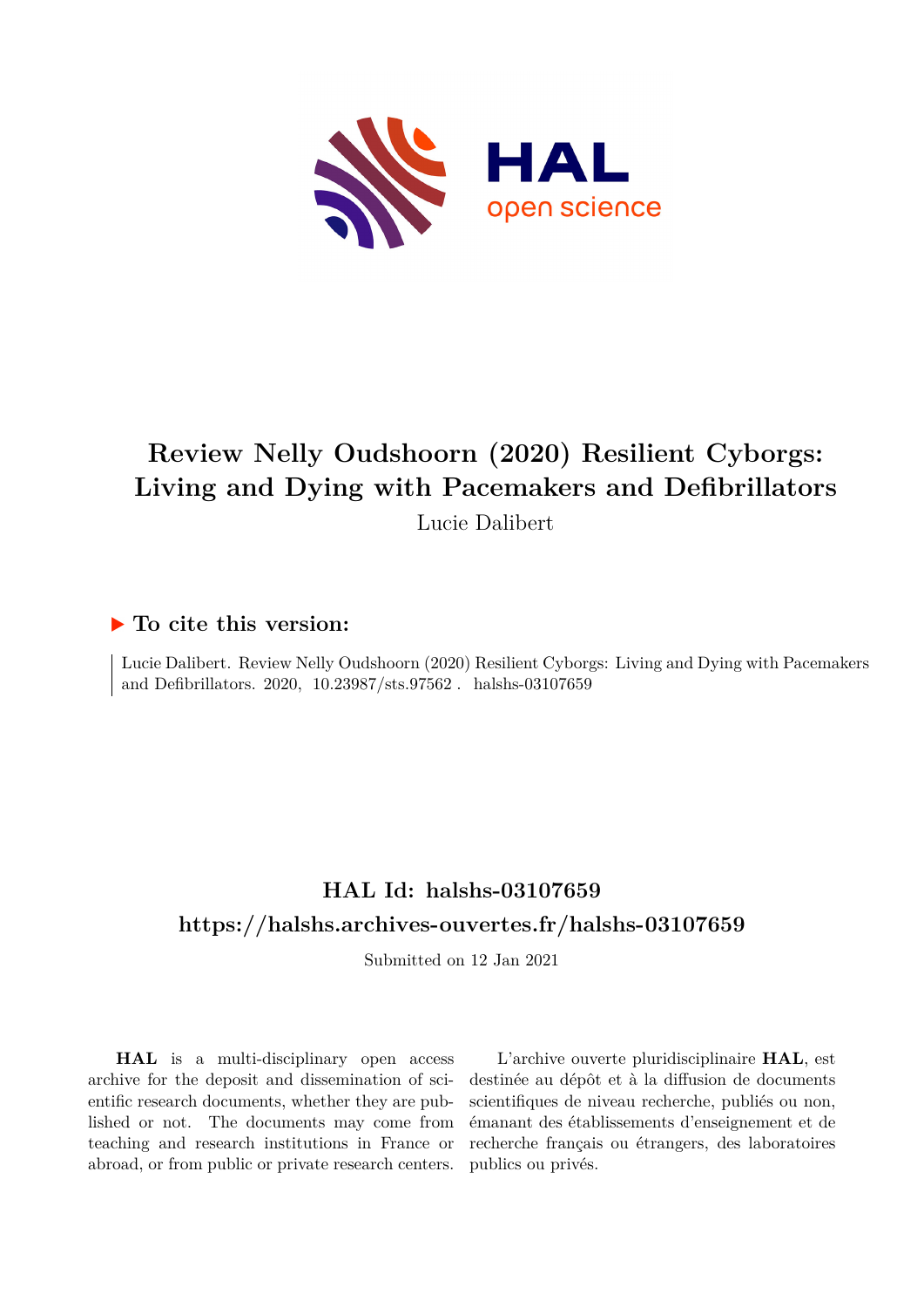# Review Nelly Oudshoorn (2020) Resilient Cyborgs: Living and Dying with Pacemakers and Defibrillators

Lucie Dalibert

## ▶ To cite this version:

Lucie Dalibert. Review Nelly Oudshoorn (2020) Resilient Cyborgs: Living and Dying with Pacemakers and Defibrillators. 2020, 10.23987/sts.97562 . halshs-03107659

## HAL Id: halshs-03107659

## https://halshs.archives-ouvertes.fr/halshs-03107659

Submitted on 12 Jan 2021

**HAL** is a multi-disciplinary open access archive for the deposit and dissemination of scientific research documents, whether they are published or not. The documents may come from teaching and research institutions in France or abroad, or from public or private research centers.

L'archive ouverte pluridisciplinaire **HAL**, est destinée au dépôt et à la diffusion de documents scientifiques de niveau recherche, publiés ou non, émanant des établissements d'enseignement et de recherche français ou étrangers, des laboratoires publics ou privés.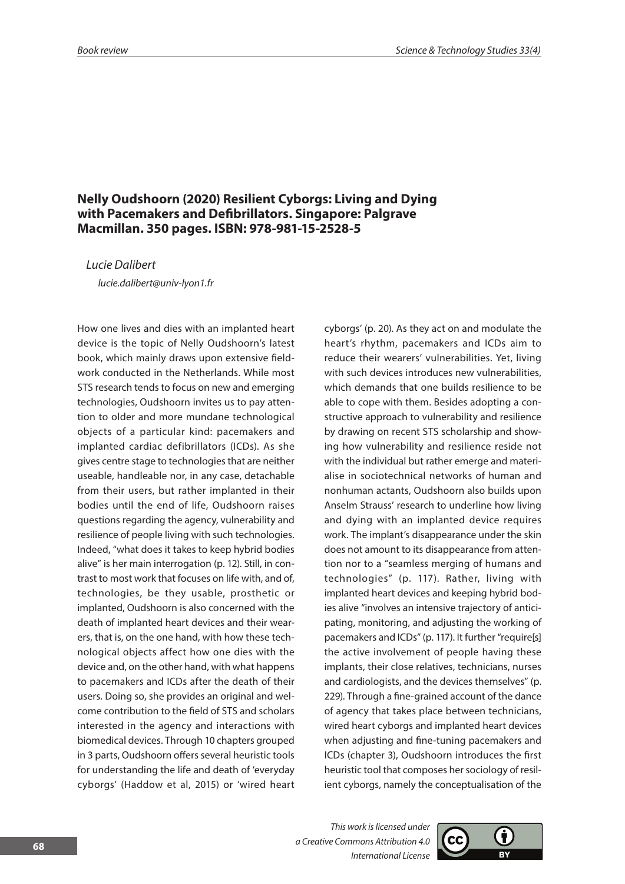## Nelly Oudshoorn (2020) Resilient Cyborgs: Living and Dying with Pacemakers and Defibrillators. Singapore: Palgrave Macmillan. 350 pages. ISBN: 978-981-15-2528-5

*Lucie Dalibert*

*lucie.dalibert@univ-lyon1.fr*

How one lives and dies with an implanted heart device is the topic of Nelly Oudshoorn's latest book, which mainly draws upon extensive fieldwork conducted in the Netherlands. While most STS research tends to focus on new and emerging technologies, Oudshoorn invites us to pay attention to older and more mundane technological objects of a particular kind: pacemakers and implanted cardiac defibrillators (ICDs). As she gives centre stage to technologies that are neither useable, handleable nor, in any case, detachable from their users, but rather implanted in their bodies until the end of life, Oudshoorn raises questions regarding the agency, vulnerability and resilience of people living with such technologies. Indeed, "what does it takes to keep hybrid bodies alive" is her main interrogation (p. 12). Still, in contrast to most work that focuses on life with, and of, technologies, be they usable, prosthetic or implanted, Oudshoorn is also concerned with the death of implanted heart devices and their wearers, that is, on the one hand, with how these technological objects affect how one dies with the device and, on the other hand, with what happens to pacemakers and ICDs after the death of their users. Doing so, she provides an original and welcome contribution to the field of STS and scholars interested in the agency and interactions with biomedical devices. Through 10 chapters grouped in 3 parts, Oudshoorn offers several heuristic tools for understanding the life and death of 'everyday cyborgs' (Haddow et al, 2015) or 'wired heart cyborgs' (p. 20). As they act on and modulate the heart's rhythm, pacemakers and ICDs aim to reduce their wearers' vulnerabilities. Yet, living with such devices introduces new vulnerabilities, which demands that one builds resilience to be able to cope with them. Besides adopting a constructive approach to vulnerability and resilience by drawing on recent STS scholarship and showing how vulnerability and resilience reside not with the individual but rather emerge and materialise in sociotechnical networks of human and nonhuman actants, Oudshoorn also builds upon Anselm Strauss' research to underline how living and dying with an implanted device requires work. The implant's disappearance under the skin does not amount to its disappearance from attention nor to a "seamless merging of humans and technologies" (p. 117). Rather, living with implanted heart devices and keeping hybrid bodies alive "involves an intensive trajectory of anticipating, monitoring, and adjusting the working of pacemakers and ICDs" (p. 117). It further "require[s] the active involvement of people having these implants, their close relatives, technicians, nurses and cardiologists, and the devices themselves" (p. 229). Through a fine-grained account of the dance of agency that takes place between technicians, wired heart cyborgs and implanted heart devices when adjusting and fine-tuning pacemakers and ICDs (chapter 3), Oudshoorn introduces the first heuristic tool that composes her sociology of resilient cyborgs, namely the conceptualisation of the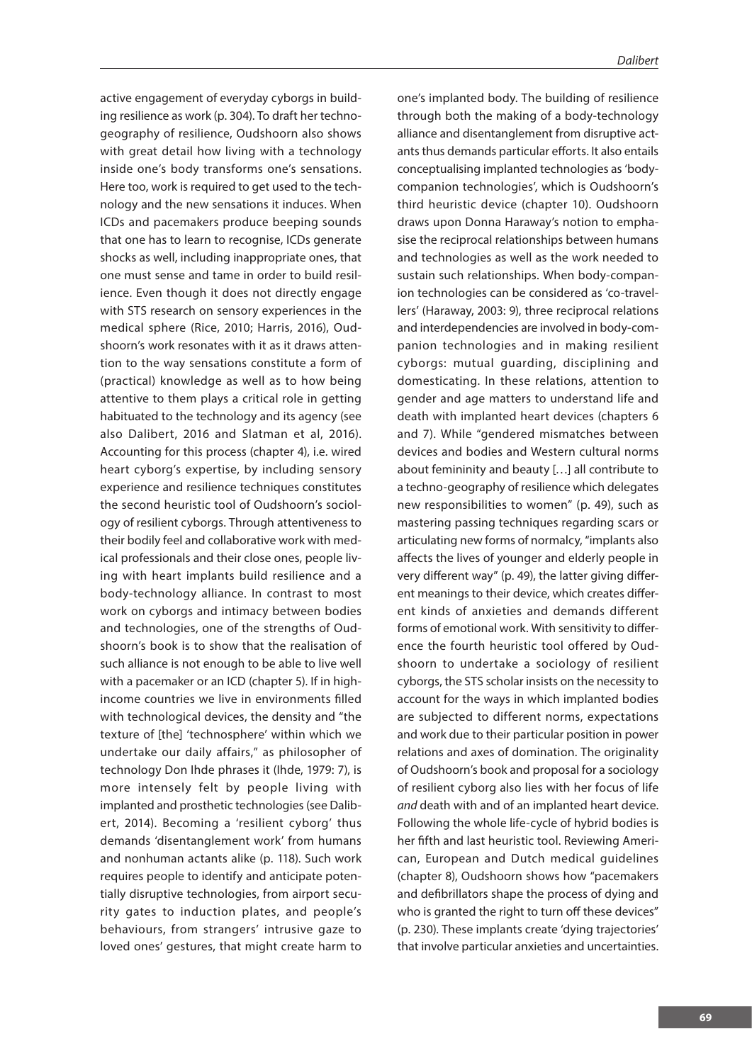active engagement of everyday cyborgs in building resilience as work (p. 304). To draft her techno-geography of resilience, Oudshoorn also shows with great detail how living with a technology inside one's body transforms one's sensations. Here too, work is required to get used to the technology and the new sensations it induces. When ICDs and pacemakers produce beeping sounds that one has to learn to recognise, ICDs generate shocks as well, including inappropriate ones, that one must sense and tame in order to build resilience. Even though it does not directly engage with STS research on sensory experiences in the medical sphere (Rice, 2010; Harris, 2016), Oudshoorn's work resonates with it as it draws attention to the way sensations constitute a form of (practical) knowledge as well as to how being attentive to them plays a critical role in getting habituated to the technology and its agency (see also Dalibert, 2016 and Slatman et al, 2016). Accounting for this process (chapter 4), i.e. wired heart cyborg's expertise, by including sensory experience and resilience techniques constitutes the second heuristic tool of Oudshoorn's sociology of resilient cyborgs. Through attentiveness to their bodily feel and collaborative work with medical professionals and their close ones, people living with heart implants build resilience and a body-technology alliance. In contrast to most work on cyborgs and intimacy between bodies and technologies, one of the strengths of Oudshoorn's book is to show that the realisation of such alliance is not enough to be able to live well with a pacemaker or an ICD (chapter 5). If in high-income countries we live in environments filled with technological devices, the density and "the texture of [the] 'technosphere' within which we undertake our daily affairs," as philosopher of technology Don Ihde phrases it (Ihde, 1979: 7), is more intensely felt by people living with implanted and prosthetic technologies (see Dalibert, 2014). Becoming a 'resilient cyborg' thus demands 'disentanglement work' from humans and nonhuman actants alike (p. 118). Such work requires people to identify and anticipate potentially disruptive technologies, from airport security gates to induction plates, and people's behaviours, from strangers' intrusive gaze to loved ones' gestures, that might create harm to one's implanted body. The building of resilience through both the making of a body-technology alliance and disentanglement from disruptive actants thus demands particular efforts. It also entails conceptualising implanted technologies as 'body-companion technologies', which is Oudshoorn's third heuristic device (chapter 10). Oudshoorn draws upon Donna Haraway's notion to emphasise the reciprocal relationships between humans and technologies as well as the work needed to sustain such relationships. When body-companion technologies can be considered as 'co-travellers' (Haraway, 2003: 9), three reciprocal relations and interdependencies are involved in body-companion technologies and in making resilient cyborgs: mutual guarding, disciplining and domesticating. In these relations, attention to gender and age matters to understand life and death with implanted heart devices (chapters 6 and 7). While "gendered mismatches between devices and bodies and Western cultural norms about femininity and beauty […] all contribute to a techno-geography of resilience which delegates new responsibilities to women" (p. 49), such as mastering passing techniques regarding scars or articulating new forms of normalcy, "implants also affects the lives of younger and elderly people in very different way" (p. 49), the latter giving different meanings to their device, which creates different kinds of anxieties and demands different forms of emotional work. With sensitivity to difference the fourth heuristic tool offered by Oudshoorn to undertake a sociology of resilient cyborgs, the STS scholar insists on the necessity to account for the ways in which implanted bodies are subjected to different norms, expectations and work due to their particular position in power relations and axes of domination. The originality of Oudshoorn's book and proposal for a sociology of resilient cyborg also lies with her focus of life *and* death with and of an implanted heart device. Following the whole life-cycle of hybrid bodies is her fifth and last heuristic tool. Reviewing American, European and Dutch medical guidelines (chapter 8), Oudshoorn shows how "pacemakers and defibrillators shape the process of dying and who is granted the right to turn off these devices" (p. 230). These implants create 'dying trajectories' that involve particular anxieties and uncertainties.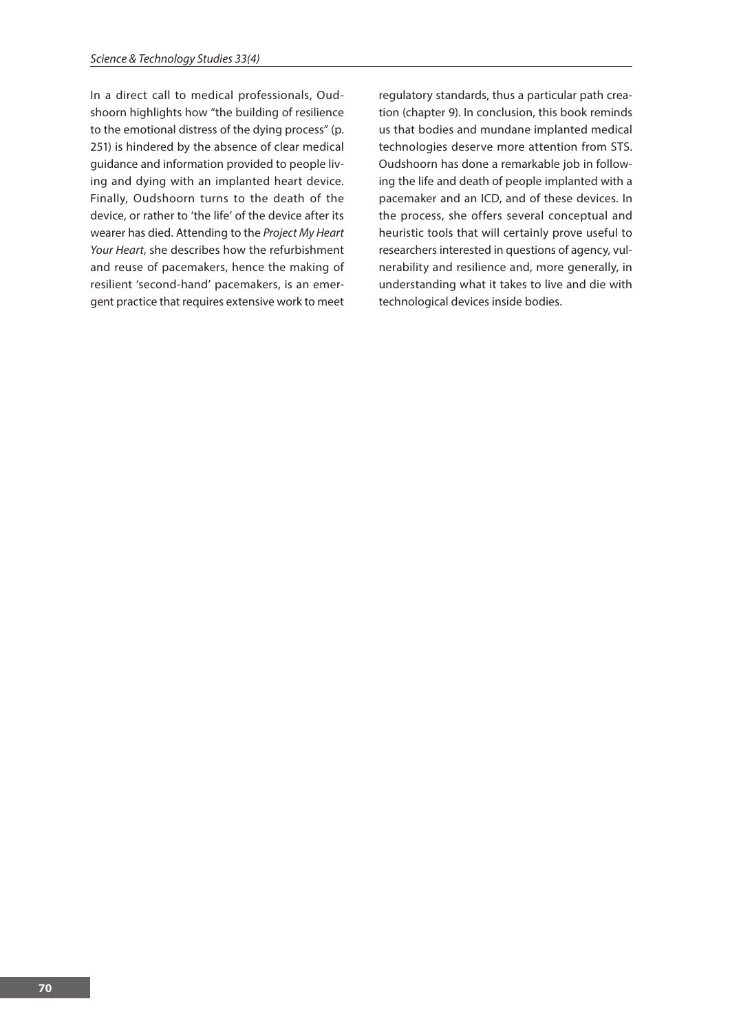In a direct call to medical professionals, Oudshoorn highlights how "the building of resilience to the emotional distress of the dying process" (p. 251) is hindered by the absence of clear medical guidance and information provided to people living and dying with an implanted heart device. Finally, Oudshoorn turns to the death of the device, or rather to 'the life' of the device after its wearer has died. Attending to the *Project My Heart Your Heart*, she describes how the refurbishment and reuse of pacemakers, hence the making of resilient 'second-hand' pacemakers, is an emergent practice that requires extensive work to meet regulatory standards, thus a particular path creation (chapter 9). In conclusion, this book reminds us that bodies and mundane implanted medical technologies deserve more attention from STS. Oudshoorn has done a remarkable job in following the life and death of people implanted with a pacemaker and an ICD, and of these devices. In the process, she offers several conceptual and heuristic tools that will certainly prove useful to researchers interested in questions of agency, vulnerability and resilience and, more generally, in understanding what it takes to live and die with technological devices inside bodies.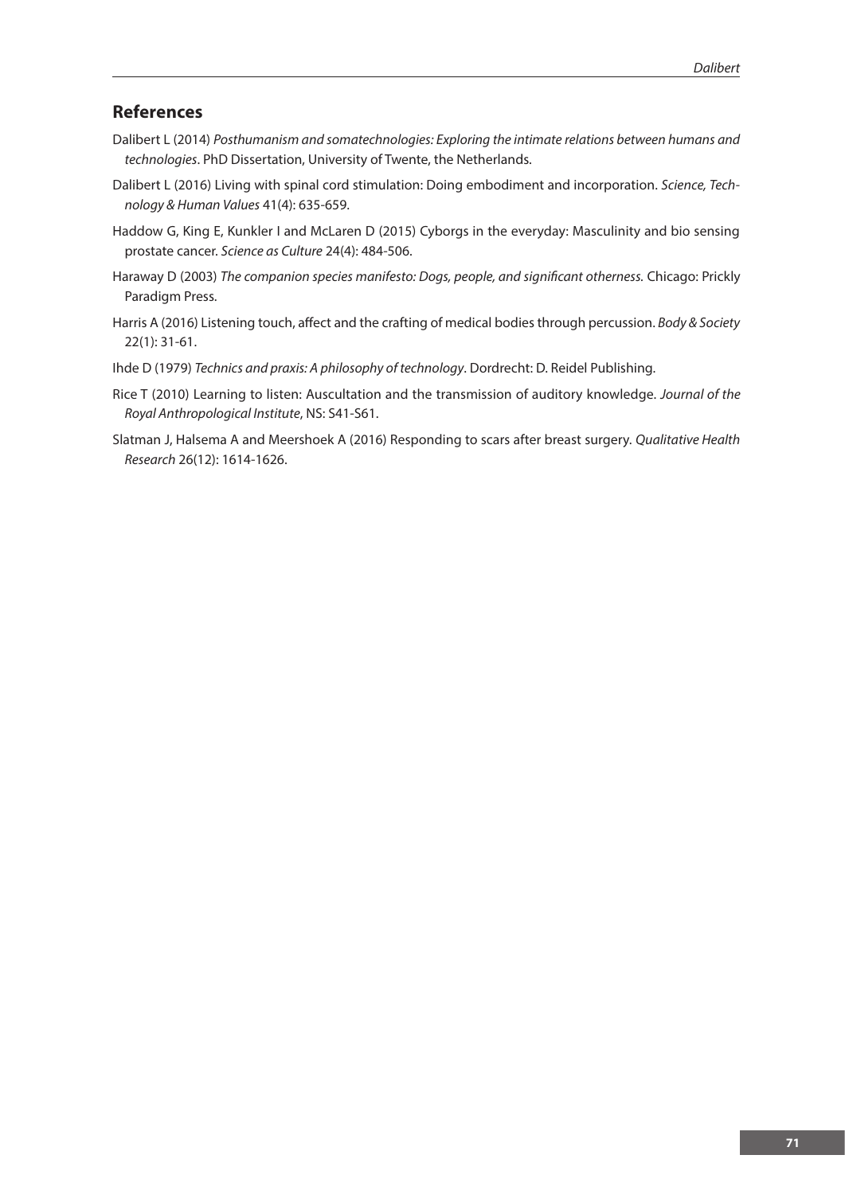## References

Dalibert L (2014) *Posthumanism and somatechnologies: Exploring the intimate relations between humans and technologies*. PhD Dissertation, University of Twente, the Netherlands.

Dalibert L (2016) Living with spinal cord stimulation: Doing embodiment and incorporation. *Science, Technology & Human Values* 41(4): 635-659.

Haddow G, King E, Kunkler I and McLaren D (2015) Cyborgs in the everyday: Masculinity and bio sensing prostate cancer. *Science as Culture* 24(4): 484-506.

Haraway D (2003) *The companion species manifesto: Dogs, people, and significant otherness.* Chicago: Prickly Paradigm Press.

Harris A (2016) Listening touch, affect and the crafting of medical bodies through percussion. *Body & Society* 22(1): 31-61.

Ihde D (1979) *Technics and praxis: A philosophy of technology*. Dordrecht: D. Reidel Publishing.

Rice T (2010) Learning to listen: Auscultation and the transmission of auditory knowledge. *Journal of the Royal Anthropological Institute*, NS: S41-S61.

Slatman J, Halsema A and Meershoek A (2016) Responding to scars after breast surgery. *Qualitative Health Research* 26(12): 1614-1626.